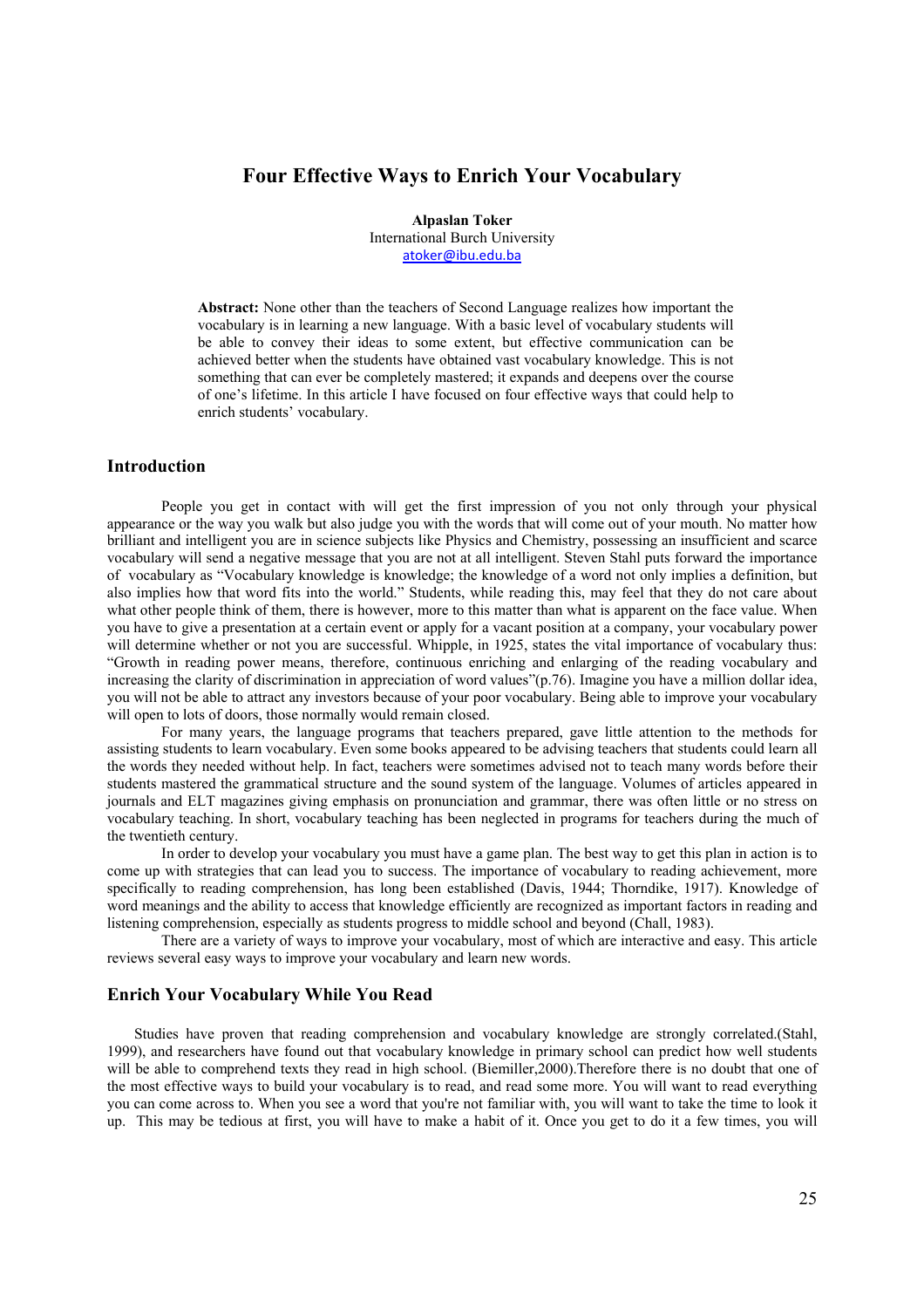# Four Effective Ways to Enrich Your Vocabulary

**Alpaslan Toker**
International Burch University
atoker@ibu.edu.ba

**Abstract:** None other than the teachers of Second Language realizes how important the vocabulary is in learning a new language. With a basic level of vocabulary students will be able to convey their ideas to some extent, but effective communication can be achieved better when the students have obtained vast vocabulary knowledge. This is not something that can ever be completely mastered; it expands and deepens over the course of one's lifetime. In this article I have focused on four effective ways that could help to enrich students' vocabulary.

## Introduction

People you get in contact with will get the first impression of you not only through your physical appearance or the way you walk but also judge you with the words that will come out of your mouth. No matter how brilliant and intelligent you are in science subjects like Physics and Chemistry, possessing an insufficient and scarce vocabulary will send a negative message that you are not at all intelligent. Steven Stahl puts forward the importance of vocabulary as "Vocabulary knowledge is knowledge; the knowledge of a word not only implies a definition, but also implies how that word fits into the world." Students, while reading this, may feel that they do not care about what other people think of them, there is however, more to this matter than what is apparent on the face value. When you have to give a presentation at a certain event or apply for a vacant position at a company, your vocabulary power will determine whether or not you are successful. Whipple, in 1925, states the vital importance of vocabulary thus: "Growth in reading power means, therefore, continuous enriching and enlarging of the reading vocabulary and increasing the clarity of discrimination in appreciation of word values"(p.76). Imagine you have a million dollar idea, you will not be able to attract any investors because of your poor vocabulary. Being able to improve your vocabulary will open to lots of doors, those normally would remain closed.

For many years, the language programs that teachers prepared, gave little attention to the methods for assisting students to learn vocabulary. Even some books appeared to be advising teachers that students could learn all the words they needed without help. In fact, teachers were sometimes advised not to teach many words before their students mastered the grammatical structure and the sound system of the language. Volumes of articles appeared in journals and ELT magazines giving emphasis on pronunciation and grammar, there was often little or no stress on vocabulary teaching. In short, vocabulary teaching has been neglected in programs for teachers during the much of the twentieth century.

In order to develop your vocabulary you must have a game plan. The best way to get this plan in action is to come up with strategies that can lead you to success. The importance of vocabulary to reading achievement, more specifically to reading comprehension, has long been established (Davis, 1944; Thorndike, 1917). Knowledge of word meanings and the ability to access that knowledge efficiently are recognized as important factors in reading and listening comprehension, especially as students progress to middle school and beyond (Chall, 1983).

There are a variety of ways to improve your vocabulary, most of which are interactive and easy. This article reviews several easy ways to improve your vocabulary and learn new words.

## Enrich Your Vocabulary While You Read

Studies have proven that reading comprehension and vocabulary knowledge are strongly correlated.(Stahl, 1999), and researchers have found out that vocabulary knowledge in primary school can predict how well students will be able to comprehend texts they read in high school. (Biemiller,2000).Therefore there is no doubt that one of the most effective ways to build your vocabulary is to read, and read some more. You will want to read everything you can come across to. When you see a word that you're not familiar with, you will want to take the time to look it up. This may be tedious at first, you will have to make a habit of it. Once you get to do it a few times, you will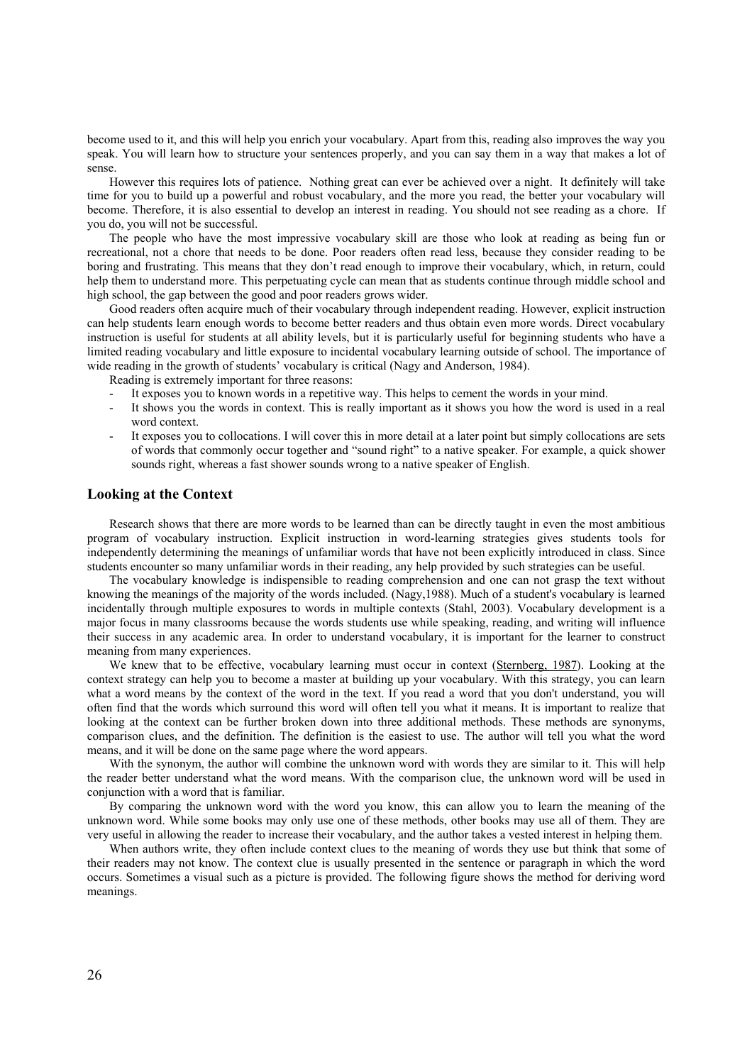become used to it, and this will help you enrich your vocabulary. Apart from this, reading also improves the way you speak. You will learn how to structure your sentences properly, and you can say them in a way that makes a lot of sense.

However this requires lots of patience. Nothing great can ever be achieved over a night. It definitely will take time for you to build up a powerful and robust vocabulary, and the more you read, the better your vocabulary will become. Therefore, it is also essential to develop an interest in reading. You should not see reading as a chore. If you do, you will not be successful.

The people who have the most impressive vocabulary skill are those who look at reading as being fun or recreational, not a chore that needs to be done. Poor readers often read less, because they consider reading to be boring and frustrating. This means that they don't read enough to improve their vocabulary, which, in return, could help them to understand more. This perpetuating cycle can mean that as students continue through middle school and high school, the gap between the good and poor readers grows wider.

Good readers often acquire much of their vocabulary through independent reading. However, explicit instruction can help students learn enough words to become better readers and thus obtain even more words. Direct vocabulary instruction is useful for students at all ability levels, but it is particularly useful for beginning students who have a limited reading vocabulary and little exposure to incidental vocabulary learning outside of school. The importance of wide reading in the growth of students' vocabulary is critical (Nagy and Anderson, 1984).

Reading is extremely important for three reasons:

- It exposes you to known words in a repetitive way. This helps to cement the words in your mind.
- It shows you the words in context. This is really important as it shows you how the word is used in a real word context.
- It exposes you to collocations. I will cover this in more detail at a later point but simply collocations are sets of words that commonly occur together and "sound right" to a native speaker. For example, a quick shower sounds right, whereas a fast shower sounds wrong to a native speaker of English.

## Looking at the Context

Research shows that there are more words to be learned than can be directly taught in even the most ambitious program of vocabulary instruction. Explicit instruction in word-learning strategies gives students tools for independently determining the meanings of unfamiliar words that have not been explicitly introduced in class. Since students encounter so many unfamiliar words in their reading, any help provided by such strategies can be useful.

The vocabulary knowledge is indispensible to reading comprehension and one can not grasp the text without knowing the meanings of the majority of the words included. (Nagy,1988). Much of a student's vocabulary is learned incidentally through multiple exposures to words in multiple contexts (Stahl, 2003). Vocabulary development is a major focus in many classrooms because the words students use while speaking, reading, and writing will influence their success in any academic area. In order to understand vocabulary, it is important for the learner to construct meaning from many experiences.

We knew that to be effective, vocabulary learning must occur in context (Sternberg, 1987). Looking at the context strategy can help you to become a master at building up your vocabulary. With this strategy, you can learn what a word means by the context of the word in the text. If you read a word that you don't understand, you will often find that the words which surround this word will often tell you what it means. It is important to realize that looking at the context can be further broken down into three additional methods. These methods are synonyms, comparison clues, and the definition. The definition is the easiest to use. The author will tell you what the word means, and it will be done on the same page where the word appears.

With the synonym, the author will combine the unknown word with words they are similar to it. This will help the reader better understand what the word means. With the comparison clue, the unknown word will be used in conjunction with a word that is familiar.

By comparing the unknown word with the word you know, this can allow you to learn the meaning of the unknown word. While some books may only use one of these methods, other books may use all of them. They are very useful in allowing the reader to increase their vocabulary, and the author takes a vested interest in helping them.

When authors write, they often include context clues to the meaning of words they use but think that some of their readers may not know. The context clue is usually presented in the sentence or paragraph in which the word occurs. Sometimes a visual such as a picture is provided. The following figure shows the method for deriving word meanings.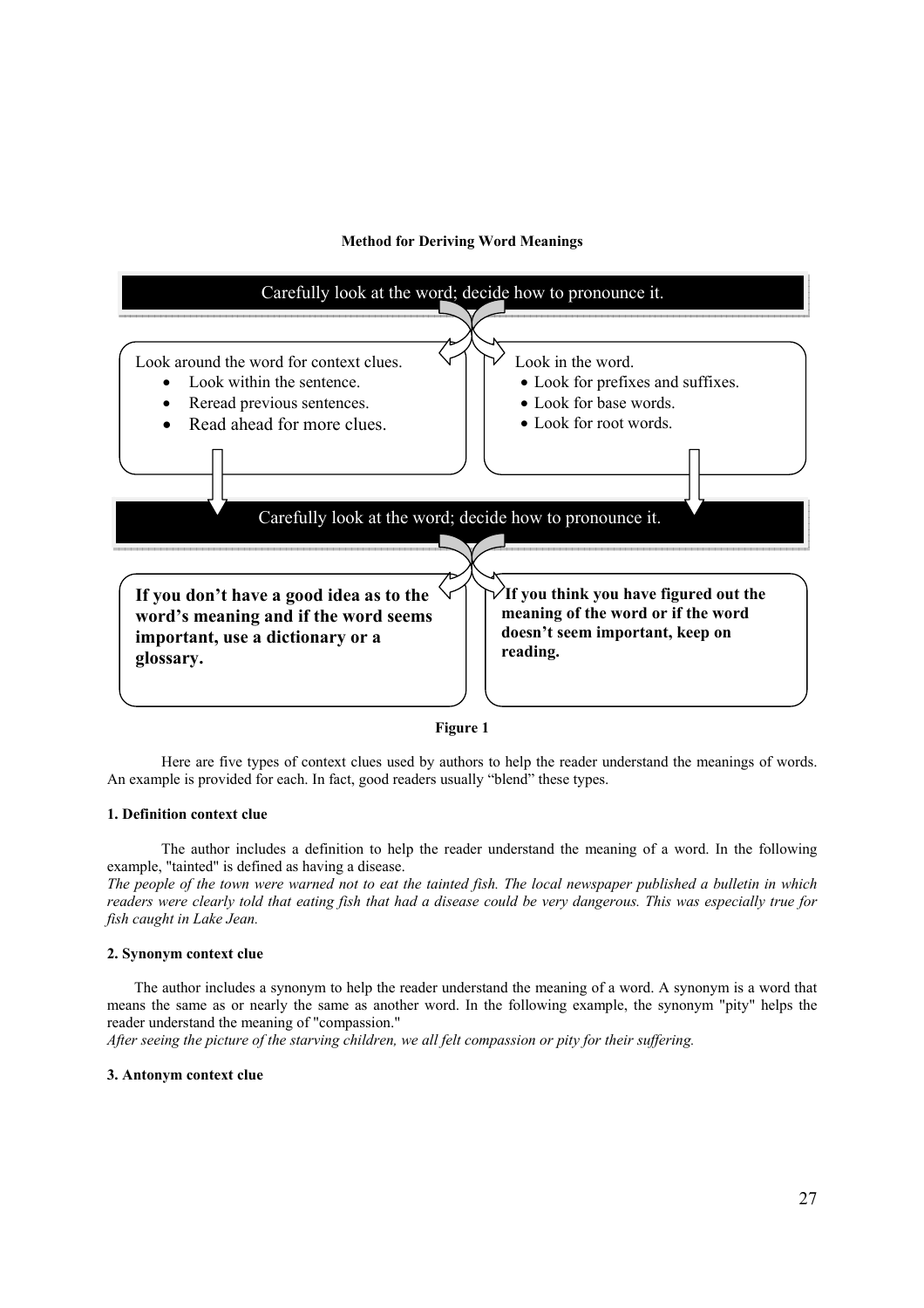**Method for Deriving Word Meanings**

**Carefully look at the word; decide how to pronounce it.**

Look around the word for context clues.

- Look within the sentence.
- Reread previous sentences.
- Read ahead for more clues.

Look in the word.

- Look for prefixes and suffixes.
- Look for base words.
- Look for root words.

**Carefully look at the word; decide how to pronounce it.**

**If you don't have a good idea as to the word's meaning and if the word seems important, use a dictionary or a glossary.**

**If you think you have figured out the meaning of the word or if the word doesn't seem important, keep on reading.**

**Figure 1**

Here are five types of context clues used by authors to help the reader understand the meanings of words. An example is provided for each. In fact, good readers usually "blend" these types.

#### 1. Definition context clue

The author includes a definition to help the reader understand the meaning of a word. In the following example, "tainted" is defined as having a disease.

*The people of the town were warned not to eat the tainted fish. The local newspaper published a bulletin in which readers were clearly told that eating fish that had a disease could be very dangerous. This was especially true for fish caught in Lake Jean.*

#### 2. Synonym context clue

The author includes a synonym to help the reader understand the meaning of a word. A synonym is a word that means the same as or nearly the same as another word. In the following example, the synonym "pity" helps the reader understand the meaning of "compassion."

*After seeing the picture of the starving children, we all felt compassion or pity for their suffering.*

#### 3. Antonym context clue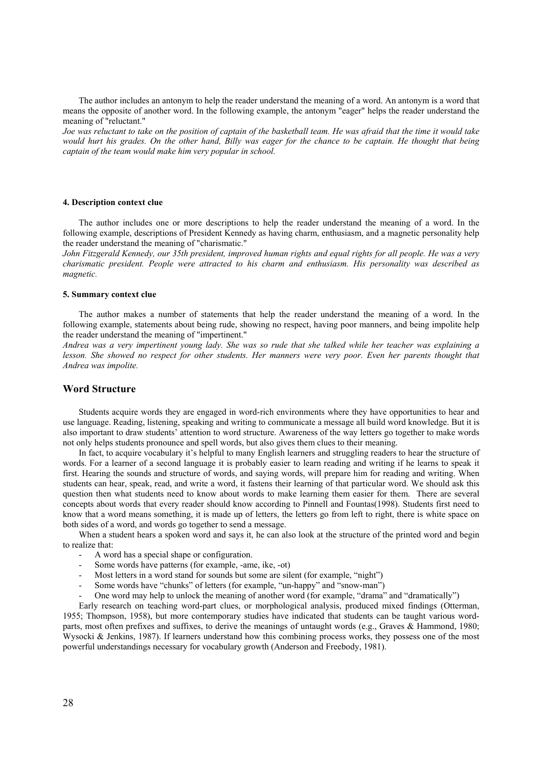The author includes an antonym to help the reader understand the meaning of a word. An antonym is a word that means the opposite of another word. In the following example, the antonym "eager" helps the reader understand the meaning of "reluctant."

*Joe was reluctant to take on the position of captain of the basketball team. He was afraid that the time it would take would hurt his grades. On the other hand, Billy was eager for the chance to be captain. He thought that being captain of the team would make him very popular in school.*

#### 4. Description context clue

The author includes one or more descriptions to help the reader understand the meaning of a word. In the following example, descriptions of President Kennedy as having charm, enthusiasm, and a magnetic personality help the reader understand the meaning of "charismatic."

*John Fitzgerald Kennedy, our 35th president, improved human rights and equal rights for all people. He was a very charismatic president. People were attracted to his charm and enthusiasm. His personality was described as magnetic.*

#### 5. Summary context clue

The author makes a number of statements that help the reader understand the meaning of a word. In the following example, statements about being rude, showing no respect, having poor manners, and being impolite help the reader understand the meaning of "impertinent."

*Andrea was a very impertinent young lady. She was so rude that she talked while her teacher was explaining a lesson. She showed no respect for other students. Her manners were very poor. Even her parents thought that Andrea was impolite.*

## Word Structure

Students acquire words they are engaged in word-rich environments where they have opportunities to hear and use language. Reading, listening, speaking and writing to communicate a message all build word knowledge. But it is also important to draw students' attention to word structure. Awareness of the way letters go together to make words not only helps students pronounce and spell words, but also gives them clues to their meaning.

In fact, to acquire vocabulary it's helpful to many English learners and struggling readers to hear the structure of words. For a learner of a second language it is probably easier to learn reading and writing if he learns to speak it first. Hearing the sounds and structure of words, and saying words, will prepare him for reading and writing. When students can hear, speak, read, and write a word, it fastens their learning of that particular word. We should ask this question then what students need to know about words to make learning them easier for them. There are several concepts about words that every reader should know according to Pinnell and Fountas(1998). Students first need to know that a word means something, it is made up of letters, the letters go from left to right, there is white space on both sides of a word, and words go together to send a message.

When a student hears a spoken word and says it, he can also look at the structure of the printed word and begin to realize that:

- A word has a special shape or configuration.
- Some words have patterns (for example, -ame, ike, -ot)
- Most letters in a word stand for sounds but some are silent (for example, "night")
- Some words have "chunks" of letters (for example, "un-happy" and "snow-man")
- One word may help to unlock the meaning of another word (for example, "drama" and "dramatically")

Early research on teaching word-part clues, or morphological analysis, produced mixed findings (Otterman, 1955; Thompson, 1958), but more contemporary studies have indicated that students can be taught various word-parts, most often prefixes and suffixes, to derive the meanings of untaught words (e.g., Graves & Hammond, 1980; Wysocki & Jenkins, 1987). If learners understand how this combining process works, they possess one of the most powerful understandings necessary for vocabulary growth (Anderson and Freebody, 1981).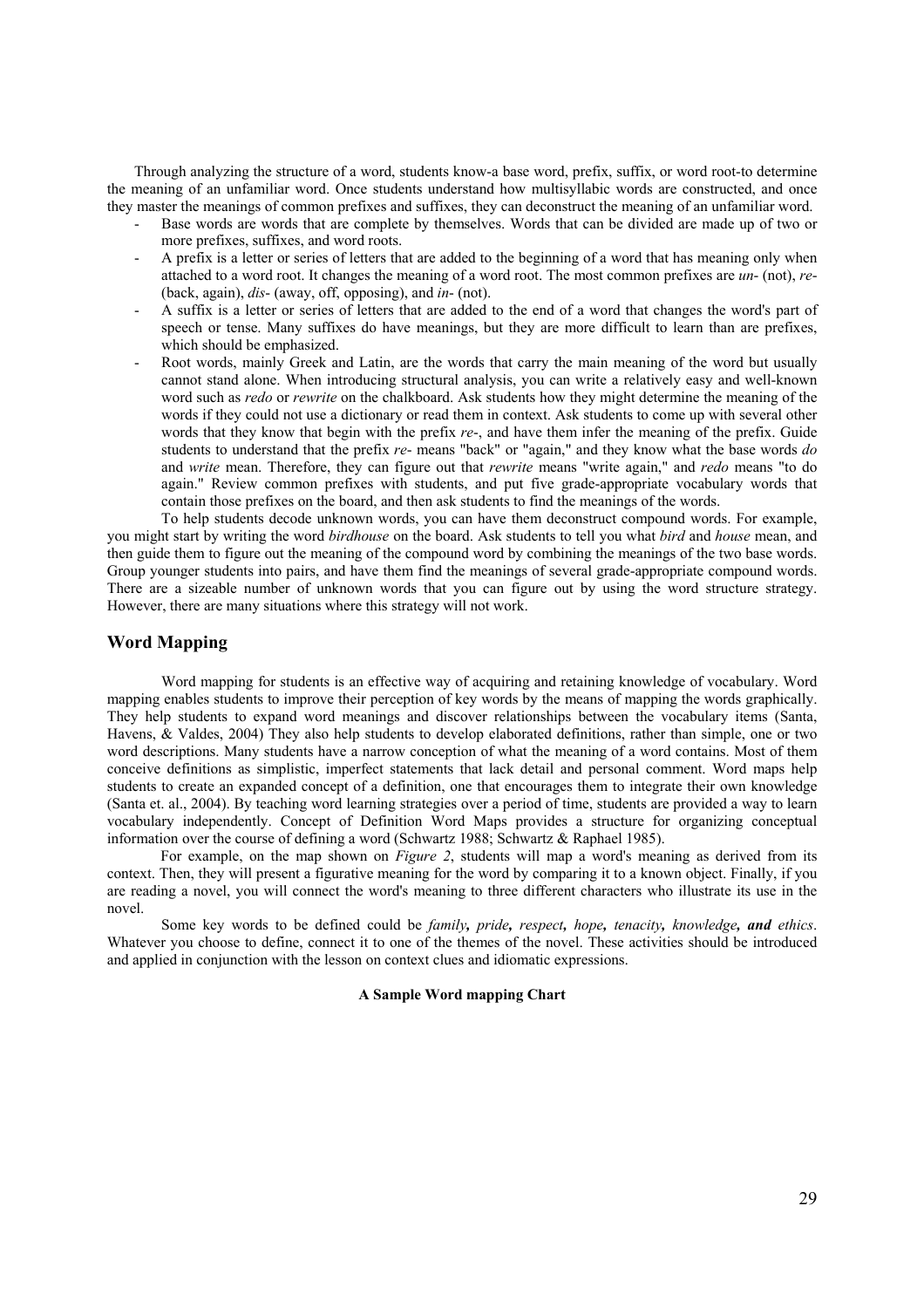Through analyzing the structure of a word, students know-a base word, prefix, suffix, or word root-to determine the meaning of an unfamiliar word. Once students understand how multisyllabic words are constructed, and once they master the meanings of common prefixes and suffixes, they can deconstruct the meaning of an unfamiliar word.

- Base words are words that are complete by themselves. Words that can be divided are made up of two or more prefixes, suffixes, and word roots.
- A prefix is a letter or series of letters that are added to the beginning of a word that has meaning only when attached to a word root. It changes the meaning of a word root. The most common prefixes are *un-* (not), *re-* (back, again), *dis-* (away, off, opposing), and *in-* (not).
- A suffix is a letter or series of letters that are added to the end of a word that changes the word's part of speech or tense. Many suffixes do have meanings, but they are more difficult to learn than are prefixes, which should be emphasized.
- Root words, mainly Greek and Latin, are the words that carry the main meaning of the word but usually cannot stand alone. When introducing structural analysis, you can write a relatively easy and well-known word such as *redo* or *rewrite* on the chalkboard. Ask students how they might determine the meaning of the words if they could not use a dictionary or read them in context. Ask students to come up with several other words that they know that begin with the prefix *re-*, and have them infer the meaning of the prefix. Guide students to understand that the prefix *re-* means "back" or "again," and they know what the base words *do* and *write* mean. Therefore, they can figure out that *rewrite* means "write again," and *redo* means "to do again." Review common prefixes with students, and put five grade-appropriate vocabulary words that contain those prefixes on the board, and then ask students to find the meanings of the words.

To help students decode unknown words, you can have them deconstruct compound words. For example, you might start by writing the word *birdhouse* on the board. Ask students to tell you what *bird* and *house* mean, and then guide them to figure out the meaning of the compound word by combining the meanings of the two base words. Group younger students into pairs, and have them find the meanings of several grade-appropriate compound words. There are a sizeable number of unknown words that you can figure out by using the word structure strategy. However, there are many situations where this strategy will not work.

## Word Mapping

Word mapping for students is an effective way of acquiring and retaining knowledge of vocabulary. Word mapping enables students to improve their perception of key words by the means of mapping the words graphically. They help students to expand word meanings and discover relationships between the vocabulary items (Santa, Havens, & Valdes, 2004) They also help students to develop elaborated definitions, rather than simple, one or two word descriptions. Many students have a narrow conception of what the meaning of a word contains. Most of them conceive definitions as simplistic, imperfect statements that lack detail and personal comment. Word maps help students to create an expanded concept of a definition, one that encourages them to integrate their own knowledge (Santa et. al., 2004). By teaching word learning strategies over a period of time, students are provided a way to learn vocabulary independently. Concept of Definition Word Maps provides a structure for organizing conceptual information over the course of defining a word (Schwartz 1988; Schwartz & Raphael 1985).

For example, on the map shown on *Figure 2*, students will map a word's meaning as derived from its context. Then, they will present a figurative meaning for the word by comparing it to a known object. Finally, if you are reading a novel, you will connect the word's meaning to three different characters who illustrate its use in the novel.

Some key words to be defined could be *family, pride, respect, hope, tenacity, knowledge,* ***and*** *ethics*. Whatever you choose to define, connect it to one of the themes of the novel. These activities should be introduced and applied in conjunction with the lesson on context clues and idiomatic expressions.

**A Sample Word mapping Chart**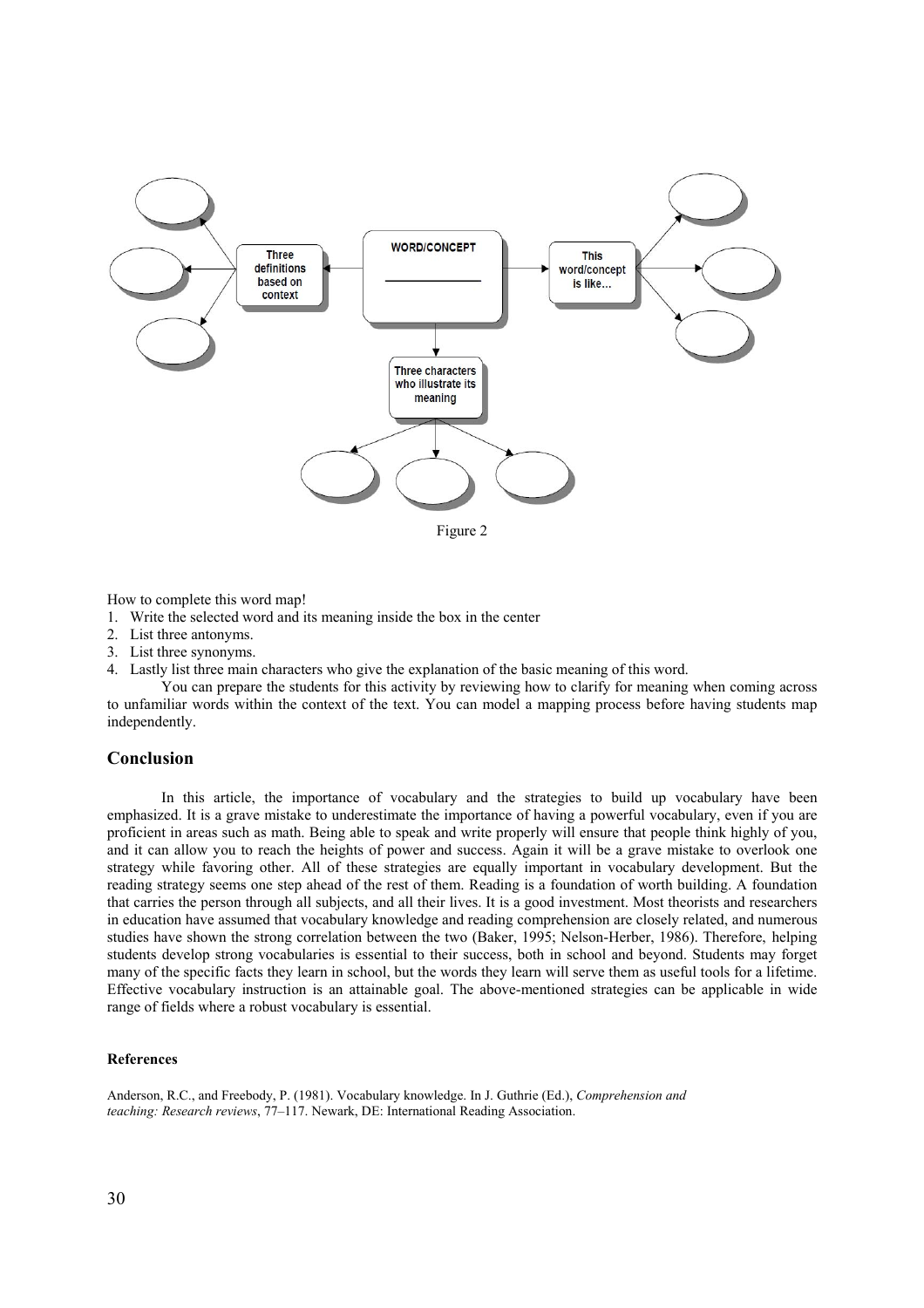WORD/CONCEPT

Three definitions based on context

This word/concept is like…

Three characters who illustrate its meaning

Figure 2

How to complete this word map!

1. Write the selected word and its meaning inside the box in the center
2. List three antonyms.
3. List three synonyms.
4. Lastly list three main characters who give the explanation of the basic meaning of this word.

You can prepare the students for this activity by reviewing how to clarify for meaning when coming across to unfamiliar words within the context of the text. You can model a mapping process before having students map independently.

## Conclusion

In this article, the importance of vocabulary and the strategies to build up vocabulary have been emphasized. It is a grave mistake to underestimate the importance of having a powerful vocabulary, even if you are proficient in areas such as math. Being able to speak and write properly will ensure that people think highly of you, and it can allow you to reach the heights of power and success. Again it will be a grave mistake to overlook one strategy while favoring other. All of these strategies are equally important in vocabulary development. But the reading strategy seems one step ahead of the rest of them. Reading is a foundation of worth building. A foundation that carries the person through all subjects, and all their lives. It is a good investment. Most theorists and researchers in education have assumed that vocabulary knowledge and reading comprehension are closely related, and numerous studies have shown the strong correlation between the two (Baker, 1995; Nelson-Herber, 1986). Therefore, helping students develop strong vocabularies is essential to their success, both in school and beyond. Students may forget many of the specific facts they learn in school, but the words they learn will serve them as useful tools for a lifetime. Effective vocabulary instruction is an attainable goal. The above-mentioned strategies can be applicable in wide range of fields where a robust vocabulary is essential.

#### References

Anderson, R.C., and Freebody, P. (1981). Vocabulary knowledge. In J. Guthrie (Ed.), *Comprehension and teaching: Research reviews*, 77–117. Newark, DE: International Reading Association.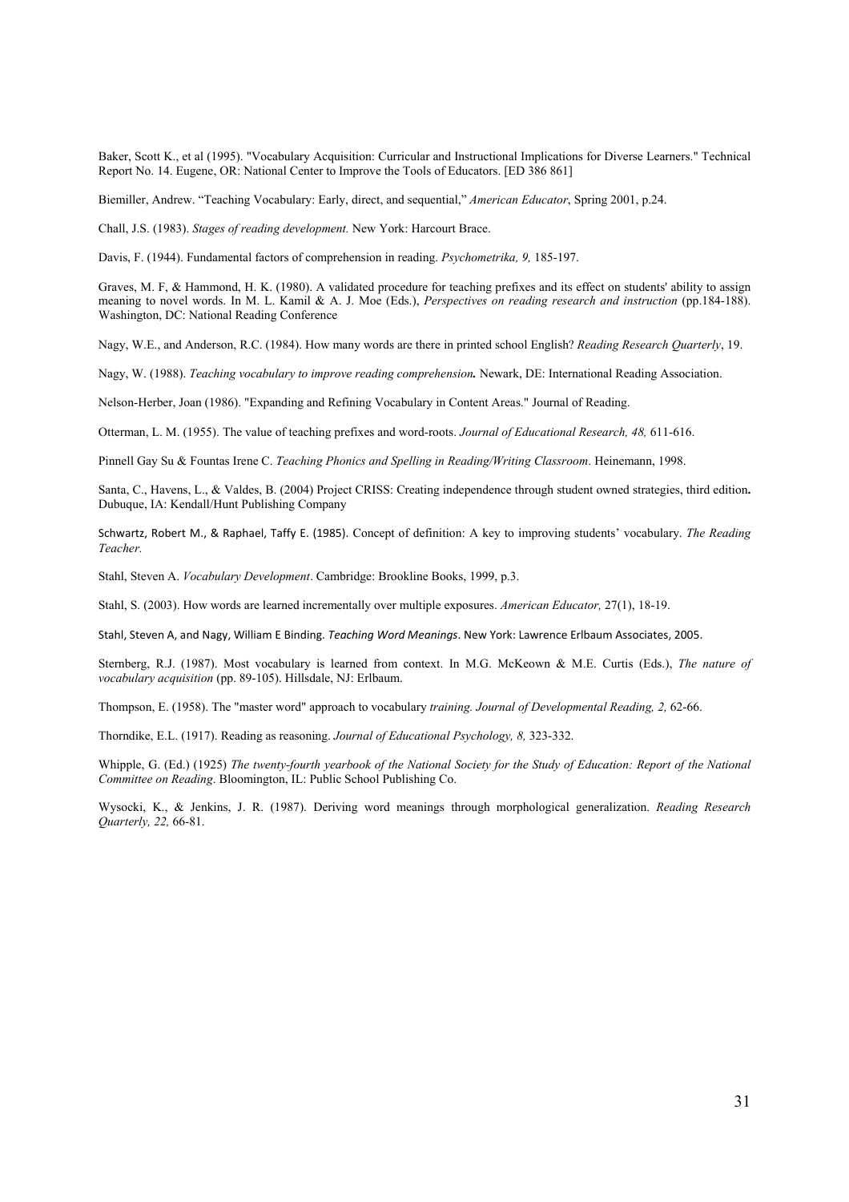Baker, Scott K., et al (1995). "Vocabulary Acquisition: Curricular and Instructional Implications for Diverse Learners." Technical Report No. 14. Eugene, OR: National Center to Improve the Tools of Educators. [ED 386 861]

Biemiller, Andrew. "Teaching Vocabulary: Early, direct, and sequential," *American Educator*, Spring 2001, p.24.

Chall, J.S. (1983). *Stages of reading development.* New York: Harcourt Brace.

Davis, F. (1944). Fundamental factors of comprehension in reading. *Psychometrika, 9,* 185-197.

Graves, M. F, & Hammond, H. K. (1980). A validated procedure for teaching prefixes and its effect on students' ability to assign meaning to novel words. In M. L. Kamil & A. J. Moe (Eds.), *Perspectives on reading research and instruction* (pp.184-188). Washington, DC: National Reading Conference

Nagy, W.E., and Anderson, R.C. (1984). How many words are there in printed school English? *Reading Research Quarterly*, 19.

Nagy, W. (1988). *Teaching vocabulary to improve reading comprehension.* Newark, DE: International Reading Association.

Nelson-Herber, Joan (1986). "Expanding and Refining Vocabulary in Content Areas." Journal of Reading.

Otterman, L. M. (1955). The value of teaching prefixes and word-roots. *Journal of Educational Research, 48,* 611-616.

Pinnell Gay Su & Fountas Irene C. *Teaching Phonics and Spelling in Reading/Writing Classroom*. Heinemann, 1998.

Santa, C., Havens, L., & Valdes, B. (2004) Project CRISS: Creating independence through student owned strategies, third edition**.** Dubuque, IA: Kendall/Hunt Publishing Company

Schwartz, Robert M., & Raphael, Taffy E. (1985). Concept of definition: A key to improving students' vocabulary. *The Reading Teacher.*

Stahl, Steven A. *Vocabulary Development*. Cambridge: Brookline Books, 1999, p.3.

Stahl, S. (2003). How words are learned incrementally over multiple exposures. *American Educator,* 27(1), 18-19.

Stahl, Steven A, and Nagy, William E Binding. *Teaching Word Meanings*. New York: Lawrence Erlbaum Associates, 2005.

Sternberg, R.J. (1987). Most vocabulary is learned from context. In M.G. McKeown & M.E. Curtis (Eds.), *The nature of vocabulary acquisition* (pp. 89-105). Hillsdale, NJ: Erlbaum.

Thompson, E. (1958). The "master word" approach to vocabulary *training. Journal of Developmental Reading, 2,* 62-66.

Thorndike, E.L. (1917). Reading as reasoning. *Journal of Educational Psychology, 8,* 323-332.

Whipple, G. (Ed.) (1925) *The twenty-fourth yearbook of the National Society for the Study of Education: Report of the National Committee on Reading*. Bloomington, IL: Public School Publishing Co.

Wysocki, K., & Jenkins, J. R. (1987). Deriving word meanings through morphological generalization. *Reading Research Quarterly, 22,* 66-81.